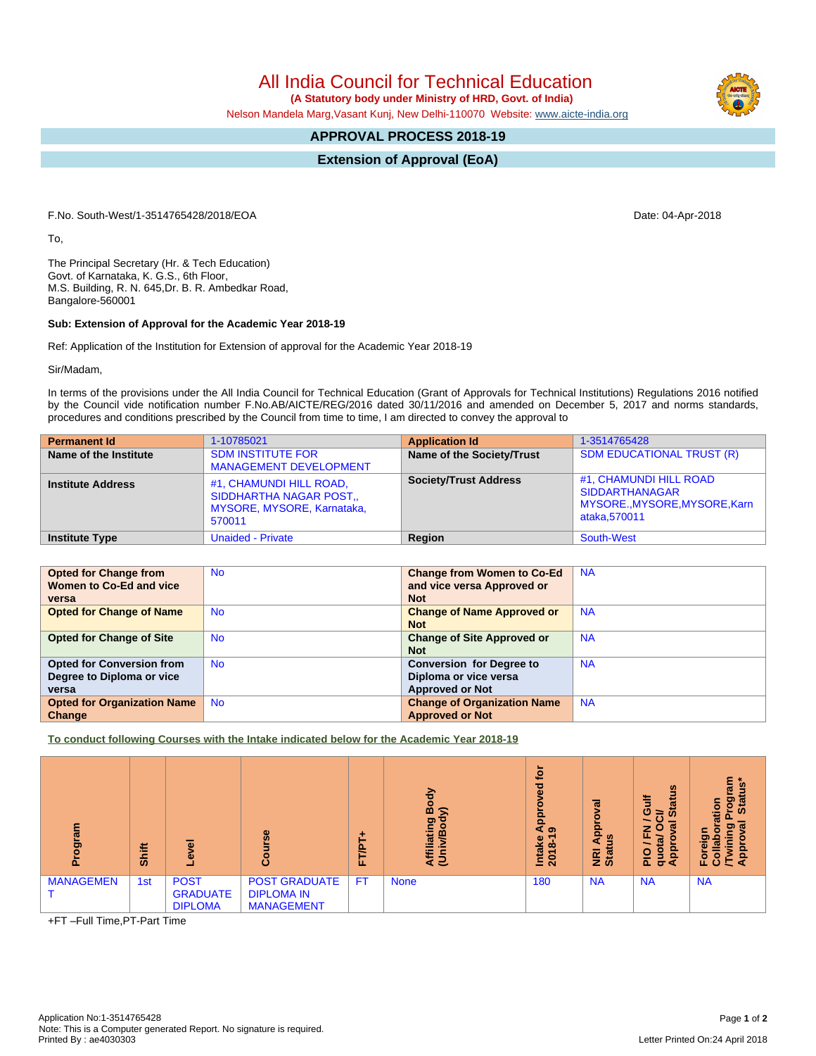# All India Council for Technical Education

**(A Statutory body under Ministry of HRD, Govt. of India)**

Nelson Mandela Marg,Vasant Kunj, New Delhi-110070 Website: www.aicte-india.org

## APPROVAL PROCESS 2018-19

## Extension of Approval (EoA)

F.No. South-West/1-3514765428/2018/EOA

Date: 04-Apr-2018

To,

The Principal Secretary (Hr. & Tech Education)
Govt. of Karnataka, K. G.S., 6th Floor,
M.S. Building, R. N. 645,Dr. B. R. Ambedkar Road,
Bangalore-560001

**Sub: Extension of Approval for the Academic Year 2018-19**

Ref: Application of the Institution for Extension of approval for the Academic Year 2018-19

Sir/Madam,

In terms of the provisions under the All India Council for Technical Education (Grant of Approvals for Technical Institutions) Regulations 2016 notified by the Council vide notification number F.No.AB/AICTE/REG/2016 dated 30/11/2016 and amended on December 5, 2017 and norms standards, procedures and conditions prescribed by the Council from time to time, I am directed to convey the approval to

| **Permanent Id** | 1-10785021 | **Application Id** | 1-3514765428 |
|---|---|---|---|
| **Name of the Institute** | SDM INSTITUTE FOR MANAGEMENT DEVELOPMENT | **Name of the Society/Trust** | SDM EDUCATIONAL TRUST (R) |
| **Institute Address** | #1, CHAMUNDI HILL ROAD, SIDDHARTHA NAGAR POST,, MYSORE, MYSORE, Karnataka, 570011 | **Society/Trust Address** | #1, CHAMUNDI HILL ROAD SIDDARTHANAGAR MYSORE.,MYSORE,MYSORE,Karnataka,570011 |
| **Institute Type** | Unaided - Private | **Region** | South-West |

| | | | |
|---|---|---|---|
| **Opted for Change from Women to Co-Ed and vice versa** | No | **Change from Women to Co-Ed and vice versa Approved or Not** | NA |
| **Opted for Change of Name** | No | **Change of Name Approved or Not** | NA |
| **Opted for Change of Site** | No | **Change of Site Approved or Not** | NA |
| **Opted for Conversion from Degree to Diploma or vice versa** | No | **Conversion for Degree to Diploma or vice versa Approved or Not** | NA |
| **Opted for Organization Name Change** | No | **Change of Organization Name Approved or Not** | NA |

**To conduct following Courses with the Intake indicated below for the Academic Year 2018-19**

| Program | Shift | Level | Course | FT/PT+ | Affiliating Body (Univ/Body) | Intake Approved for 2018-19 | NRI Approval Status | PIO / FN / Gulf quota/ OCI/ Approval Status | Foreign Collaboration /Twining Program Approval Status* |
|---|---|---|---|---|---|---|---|---|---|
| MANAGEMENT | 1st | POST GRADUATE DIPLOMA | POST GRADUATE DIPLOMA IN MANAGEMENT | FT | None | 180 | NA | NA | NA |

+FT –Full Time,PT-Part Time

Application No:1-3514765428
Note: This is a Computer generated Report. No signature is required.
Printed By : ae4030303

Letter Printed On:24 April 2018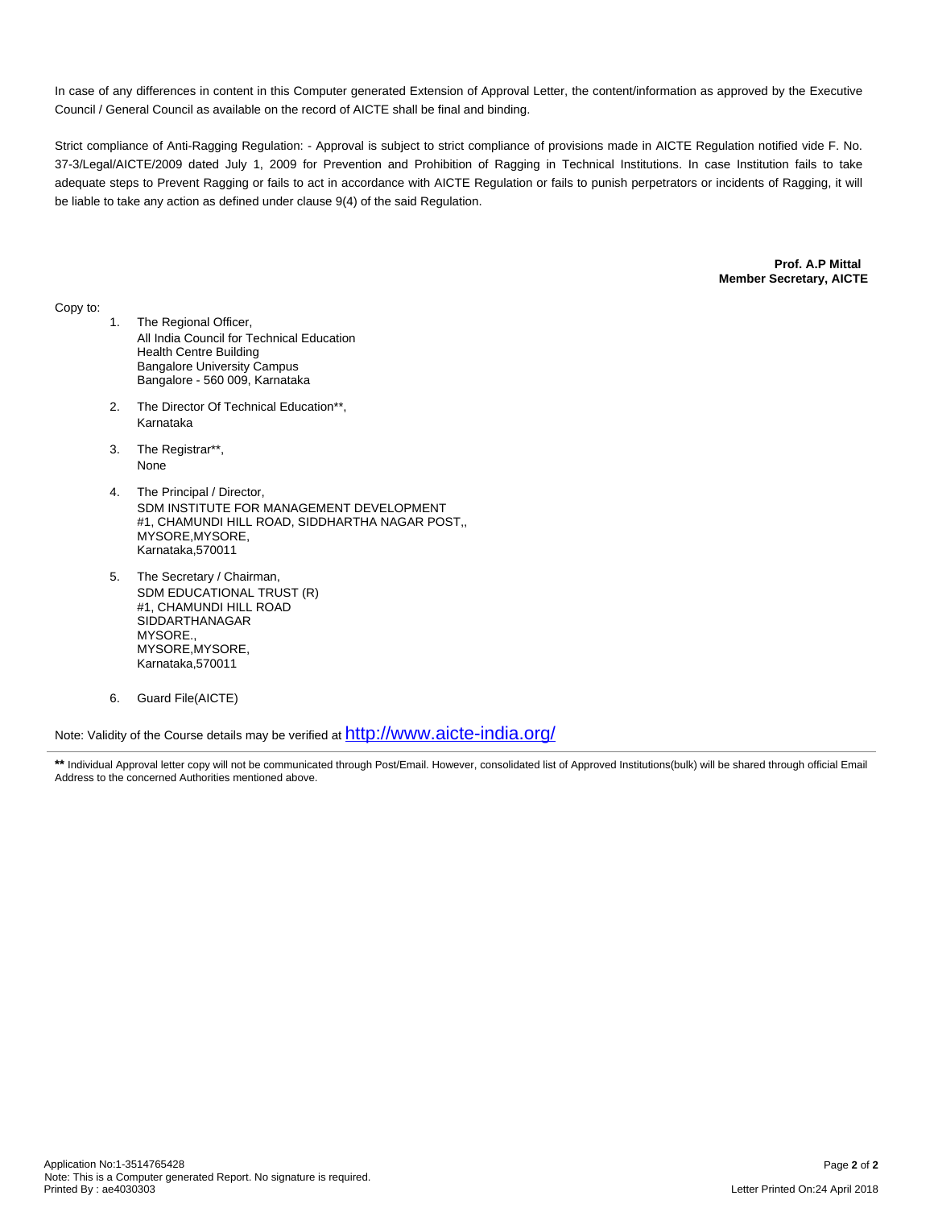In case of any differences in content in this Computer generated Extension of Approval Letter, the content/information as approved by the Executive Council / General Council as available on the record of AICTE shall be final and binding.

Strict compliance of Anti-Ragging Regulation: - Approval is subject to strict compliance of provisions made in AICTE Regulation notified vide F. No. 37-3/Legal/AICTE/2009 dated July 1, 2009 for Prevention and Prohibition of Ragging in Technical Institutions. In case Institution fails to take adequate steps to Prevent Ragging or fails to act in accordance with AICTE Regulation or fails to punish perpetrators or incidents of Ragging, it will be liable to take any action as defined under clause 9(4) of the said Regulation.

**Prof. A.P Mittal**
**Member Secretary, AICTE**

Copy to:

1. The Regional Officer,
   All India Council for Technical Education
   Health Centre Building
   Bangalore University Campus
   Bangalore - 560 009, Karnataka

2. The Director Of Technical Education**,
   Karnataka

3. The Registrar**,
   None

4. The Principal / Director,
   SDM INSTITUTE FOR MANAGEMENT DEVELOPMENT
   #1, CHAMUNDI HILL ROAD, SIDDHARTHA NAGAR POST,,
   MYSORE,MYSORE,
   Karnataka,570011

5. The Secretary / Chairman,
   SDM EDUCATIONAL TRUST (R)
   #1, CHAMUNDI HILL ROAD
   SIDDARTHANAGAR
   MYSORE.,
   MYSORE,MYSORE,
   Karnataka,570011

6. Guard File(AICTE)

Note: Validity of the Course details may be verified at http://www.aicte-india.org/

**\*\*** Individual Approval letter copy will not be communicated through Post/Email. However, consolidated list of Approved Institutions(bulk) will be shared through official Email Address to the concerned Authorities mentioned above.

Application No:1-3514765428
Note: This is a Computer generated Report. No signature is required.
Printed By : ae4030303

Letter Printed On:24 April 2018